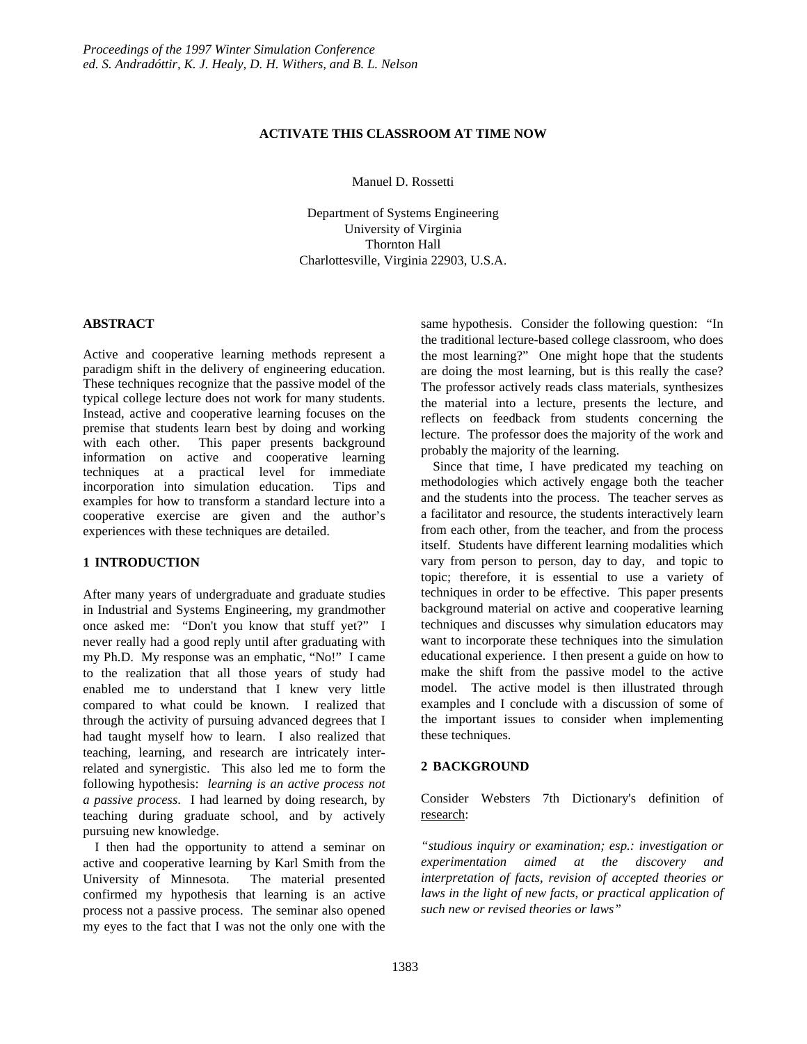# ACTIVATE THIS CLASSROOM AT TIME NOW

Manuel D. Rossetti

Department of Systems Engineering
University of Virginia
Thornton Hall
Charlottesville, Virginia 22903, U.S.A.

## ABSTRACT

Active and cooperative learning methods represent a paradigm shift in the delivery of engineering education. These techniques recognize that the passive model of the typical college lecture does not work for many students. Instead, active and cooperative learning focuses on the premise that students learn best by doing and working with each other. This paper presents background information on active and cooperative learning techniques at a practical level for immediate incorporation into simulation education. Tips and examples for how to transform a standard lecture into a cooperative exercise are given and the author's experiences with these techniques are detailed.

## 1 INTRODUCTION

After many years of undergraduate and graduate studies in Industrial and Systems Engineering, my grandmother once asked me: "Don't you know that stuff yet?" I never really had a good reply until after graduating with my Ph.D. My response was an emphatic, "No!" I came to the realization that all those years of study had enabled me to understand that I knew very little compared to what could be known. I realized that through the activity of pursuing advanced degrees that I had taught myself how to learn. I also realized that teaching, learning, and research are intricately inter-related and synergistic. This also led me to form the following hypothesis: *learning is an active process not a passive process*. I had learned by doing research, by teaching during graduate school, and by actively pursuing new knowledge.

I then had the opportunity to attend a seminar on active and cooperative learning by Karl Smith from the University of Minnesota. The material presented confirmed my hypothesis that learning is an active process not a passive process. The seminar also opened my eyes to the fact that I was not the only one with the same hypothesis. Consider the following question: "In the traditional lecture-based college classroom, who does the most learning?" One might hope that the students are doing the most learning, but is this really the case? The professor actively reads class materials, synthesizes the material into a lecture, presents the lecture, and reflects on feedback from students concerning the lecture. The professor does the majority of the work and probably the majority of the learning.

Since that time, I have predicated my teaching on methodologies which actively engage both the teacher and the students into the process. The teacher serves as a facilitator and resource, the students interactively learn from each other, from the teacher, and from the process itself. Students have different learning modalities which vary from person to person, day to day, and topic to topic; therefore, it is essential to use a variety of techniques in order to be effective. This paper presents background material on active and cooperative learning techniques and discusses why simulation educators may want to incorporate these techniques into the simulation educational experience. I then present a guide on how to make the shift from the passive model to the active model. The active model is then illustrated through examples and I conclude with a discussion of some of the important issues to consider when implementing these techniques.

## 2 BACKGROUND

Consider Websters 7th Dictionary's definition of research:

*"studious inquiry or examination; esp.: investigation or experimentation aimed at the discovery and interpretation of facts, revision of accepted theories or laws in the light of new facts, or practical application of such new or revised theories or laws"*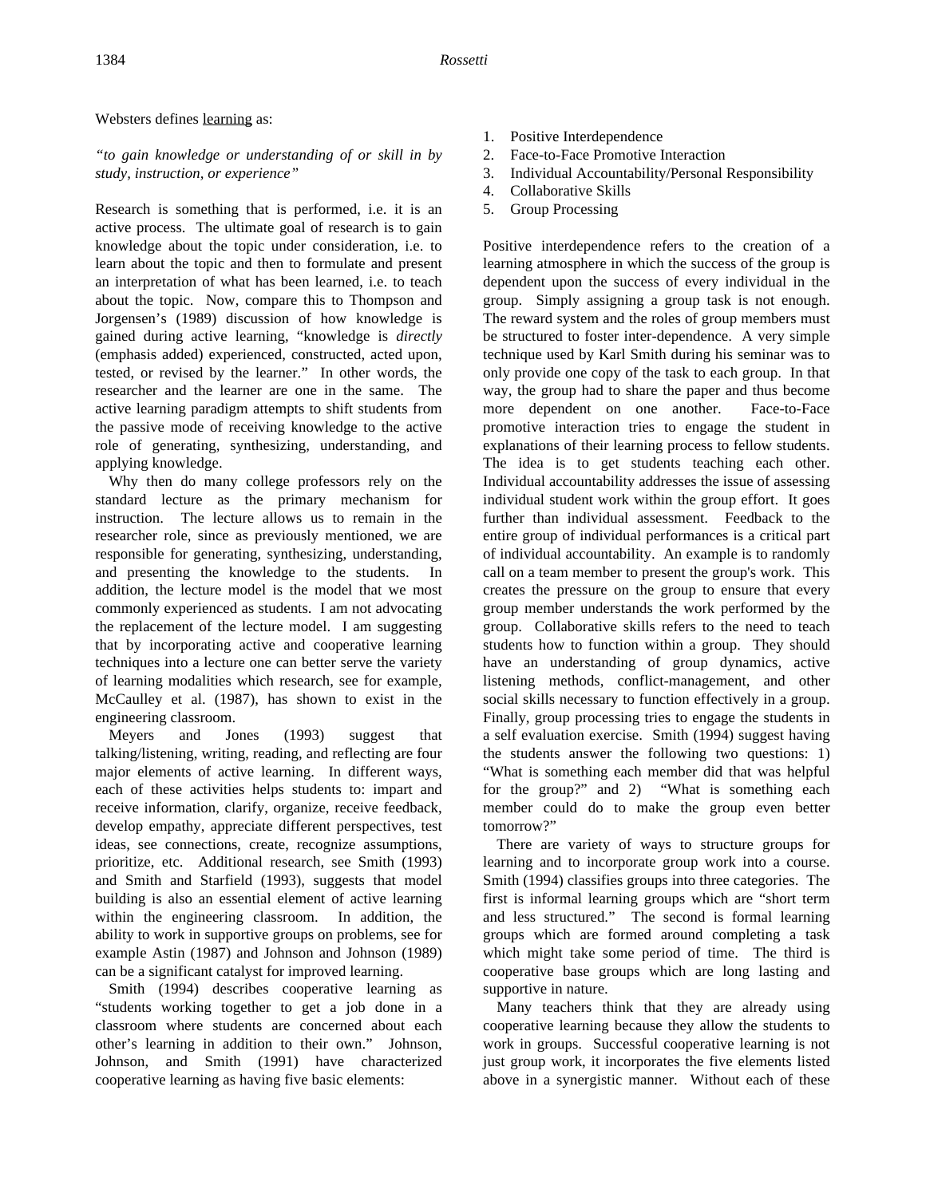Websters defines learning as:

*"to gain knowledge or understanding of or skill in by study, instruction, or experience"*

Research is something that is performed, i.e. it is an active process. The ultimate goal of research is to gain knowledge about the topic under consideration, i.e. to learn about the topic and then to formulate and present an interpretation of what has been learned, i.e. to teach about the topic. Now, compare this to Thompson and Jorgensen's (1989) discussion of how knowledge is gained during active learning, "knowledge is *directly* (emphasis added) experienced, constructed, acted upon, tested, or revised by the learner." In other words, the researcher and the learner are one in the same. The active learning paradigm attempts to shift students from the passive mode of receiving knowledge to the active role of generating, synthesizing, understanding, and applying knowledge.

Why then do many college professors rely on the standard lecture as the primary mechanism for instruction. The lecture allows us to remain in the researcher role, since as previously mentioned, we are responsible for generating, synthesizing, understanding, and presenting the knowledge to the students. In addition, the lecture model is the model that we most commonly experienced as students. I am not advocating the replacement of the lecture model. I am suggesting that by incorporating active and cooperative learning techniques into a lecture one can better serve the variety of learning modalities which research, see for example, McCaulley et al. (1987), has shown to exist in the engineering classroom.

Meyers and Jones (1993) suggest that talking/listening, writing, reading, and reflecting are four major elements of active learning. In different ways, each of these activities helps students to: impart and receive information, clarify, organize, receive feedback, develop empathy, appreciate different perspectives, test ideas, see connections, create, recognize assumptions, prioritize, etc. Additional research, see Smith (1993) and Smith and Starfield (1993), suggests that model building is also an essential element of active learning within the engineering classroom. In addition, the ability to work in supportive groups on problems, see for example Astin (1987) and Johnson and Johnson (1989) can be a significant catalyst for improved learning.

Smith (1994) describes cooperative learning as "students working together to get a job done in a classroom where students are concerned about each other's learning in addition to their own." Johnson, Johnson, and Smith (1991) have characterized cooperative learning as having five basic elements:

1. Positive Interdependence
2. Face-to-Face Promotive Interaction
3. Individual Accountability/Personal Responsibility
4. Collaborative Skills
5. Group Processing

Positive interdependence refers to the creation of a learning atmosphere in which the success of the group is dependent upon the success of every individual in the group. Simply assigning a group task is not enough. The reward system and the roles of group members must be structured to foster inter-dependence. A very simple technique used by Karl Smith during his seminar was to only provide one copy of the task to each group. In that way, the group had to share the paper and thus become more dependent on one another. Face-to-Face promotive interaction tries to engage the student in explanations of their learning process to fellow students. The idea is to get students teaching each other. Individual accountability addresses the issue of assessing individual student work within the group effort. It goes further than individual assessment. Feedback to the entire group of individual performances is a critical part of individual accountability. An example is to randomly call on a team member to present the group's work. This creates the pressure on the group to ensure that every group member understands the work performed by the group. Collaborative skills refers to the need to teach students how to function within a group. They should have an understanding of group dynamics, active listening methods, conflict-management, and other social skills necessary to function effectively in a group. Finally, group processing tries to engage the students in a self evaluation exercise. Smith (1994) suggest having the students answer the following two questions: 1) "What is something each member did that was helpful for the group?" and 2) "What is something each member could do to make the group even better tomorrow?"

There are variety of ways to structure groups for learning and to incorporate group work into a course. Smith (1994) classifies groups into three categories. The first is informal learning groups which are "short term and less structured." The second is formal learning groups which are formed around completing a task which might take some period of time. The third is cooperative base groups which are long lasting and supportive in nature.

Many teachers think that they are already using cooperative learning because they allow the students to work in groups. Successful cooperative learning is not just group work, it incorporates the five elements listed above in a synergistic manner. Without each of these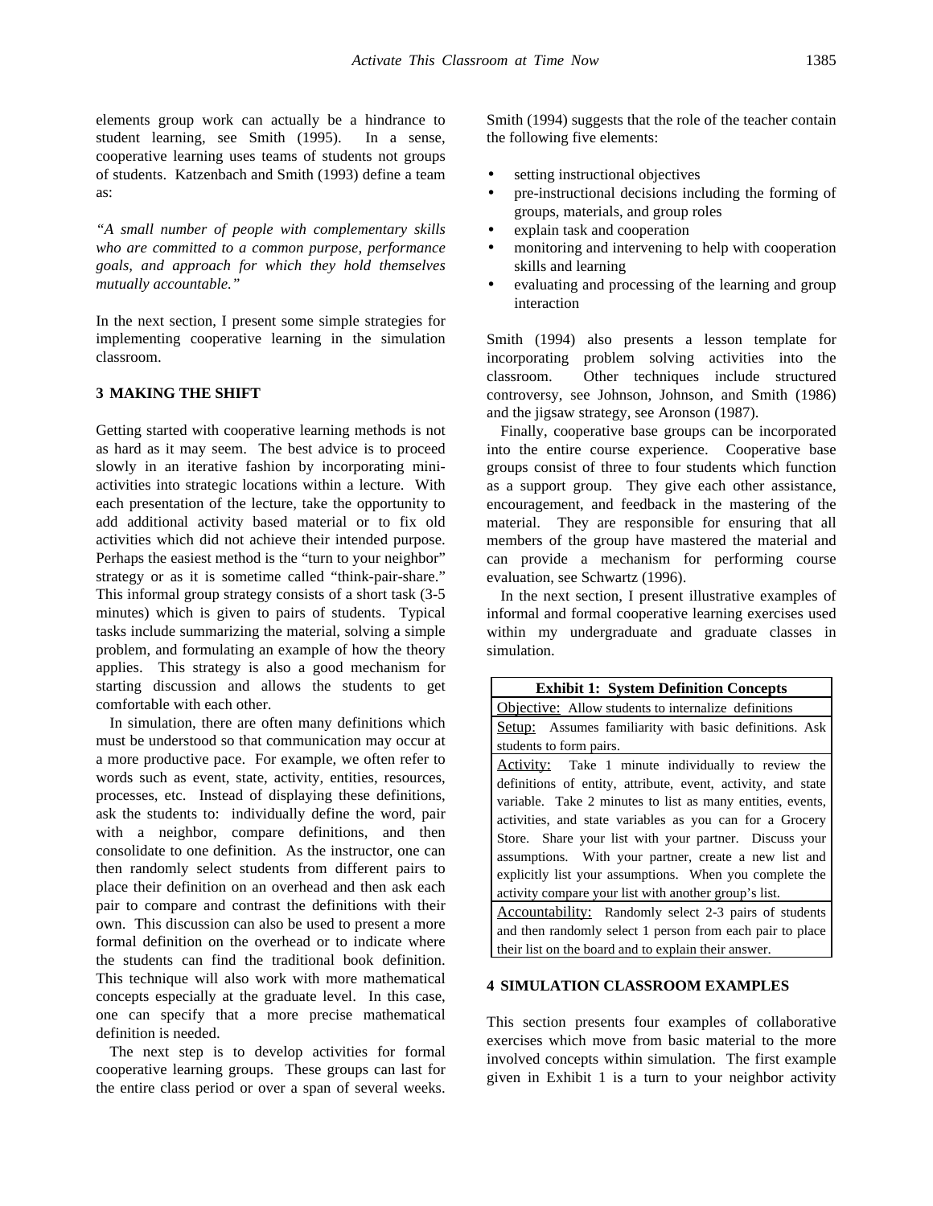elements group work can actually be a hindrance to student learning, see Smith (1995). In a sense, cooperative learning uses teams of students not groups of students. Katzenbach and Smith (1993) define a team as:

*"A small number of people with complementary skills who are committed to a common purpose, performance goals, and approach for which they hold themselves mutually accountable."*

In the next section, I present some simple strategies for implementing cooperative learning in the simulation classroom.

## 3 MAKING THE SHIFT

Getting started with cooperative learning methods is not as hard as it may seem. The best advice is to proceed slowly in an iterative fashion by incorporating mini-activities into strategic locations within a lecture. With each presentation of the lecture, take the opportunity to add additional activity based material or to fix old activities which did not achieve their intended purpose. Perhaps the easiest method is the "turn to your neighbor" strategy or as it is sometime called "think-pair-share." This informal group strategy consists of a short task (3-5 minutes) which is given to pairs of students. Typical tasks include summarizing the material, solving a simple problem, and formulating an example of how the theory applies. This strategy is also a good mechanism for starting discussion and allows the students to get comfortable with each other.

In simulation, there are often many definitions which must be understood so that communication may occur at a more productive pace. For example, we often refer to words such as event, state, activity, entities, resources, processes, etc. Instead of displaying these definitions, ask the students to: individually define the word, pair with a neighbor, compare definitions, and then consolidate to one definition. As the instructor, one can then randomly select students from different pairs to place their definition on an overhead and then ask each pair to compare and contrast the definitions with their own. This discussion can also be used to present a more formal definition on the overhead or to indicate where the students can find the traditional book definition. This technique will also work with more mathematical concepts especially at the graduate level. In this case, one can specify that a more precise mathematical definition is needed.

The next step is to develop activities for formal cooperative learning groups. These groups can last for the entire class period or over a span of several weeks. Smith (1994) suggests that the role of the teacher contain the following five elements:

- setting instructional objectives
- pre-instructional decisions including the forming of groups, materials, and group roles
- explain task and cooperation
- monitoring and intervening to help with cooperation skills and learning
- evaluating and processing of the learning and group interaction

Smith (1994) also presents a lesson template for incorporating problem solving activities into the classroom. Other techniques include structured controversy, see Johnson, Johnson, and Smith (1986) and the jigsaw strategy, see Aronson (1987).

Finally, cooperative base groups can be incorporated into the entire course experience. Cooperative base groups consist of three to four students which function as a support group. They give each other assistance, encouragement, and feedback in the mastering of the material. They are responsible for ensuring that all members of the group have mastered the material and can provide a mechanism for performing course evaluation, see Schwartz (1996).

In the next section, I present illustrative examples of informal and formal cooperative learning exercises used within my undergraduate and graduate classes in simulation.

| **Exhibit 1: System Definition Concepts** |
|---|
| Objective: Allow students to internalize definitions |
| Setup: Assumes familiarity with basic definitions. Ask students to form pairs. |
| Activity: Take 1 minute individually to review the definitions of entity, attribute, event, activity, and state variable. Take 2 minutes to list as many entities, events, activities, and state variables as you can for a Grocery Store. Share your list with your partner. Discuss your assumptions. With your partner, create a new list and explicitly list your assumptions. When you complete the activity compare your list with another group's list. |
| Accountability: Randomly select 2-3 pairs of students and then randomly select 1 person from each pair to place their list on the board and to explain their answer. |

## 4 SIMULATION CLASSROOM EXAMPLES

This section presents four examples of collaborative exercises which move from basic material to the more involved concepts within simulation. The first example given in Exhibit 1 is a turn to your neighbor activity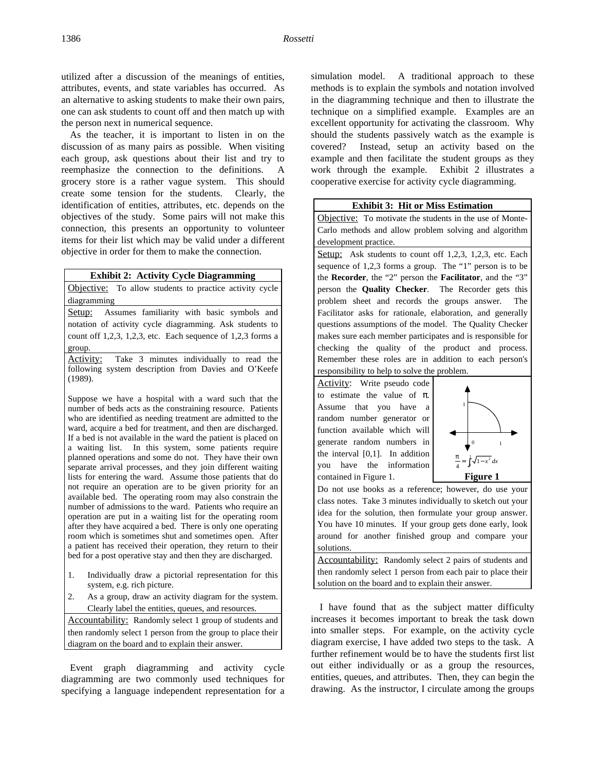utilized after a discussion of the meanings of entities, attributes, events, and state variables has occurred. As an alternative to asking students to make their own pairs, one can ask students to count off and then match up with the person next in numerical sequence.

As the teacher, it is important to listen in on the discussion of as many pairs as possible. When visiting each group, ask questions about their list and try to reemphasize the connection to the definitions. A grocery store is a rather vague system. This should create some tension for the students. Clearly, the identification of entities, attributes, etc. depends on the objectives of the study. Some pairs will not make this connection, this presents an opportunity to volunteer items for their list which may be valid under a different objective in order for them to make the connection.

**Exhibit 2: Activity Cycle Diagramming**

Objective: To allow students to practice activity cycle diagramming

Setup: Assumes familiarity with basic symbols and notation of activity cycle diagramming. Ask students to count off 1,2,3, 1,2,3, etc. Each sequence of 1,2,3 forms a group.

Activity: Take 3 minutes individually to read the following system description from Davies and O'Keefe (1989).

Suppose we have a hospital with a ward such that the number of beds acts as the constraining resource. Patients who are identified as needing treatment are admitted to the ward, acquire a bed for treatment, and then are discharged. If a bed is not available in the ward the patient is placed on a waiting list. In this system, some patients require planned operations and some do not. They have their own separate arrival processes, and they join different waiting lists for entering the ward. Assume those patients that do not require an operation are to be given priority for an available bed. The operating room may also constrain the number of admissions to the ward. Patients who require an operation are put in a waiting list for the operating room after they have acquired a bed. There is only one operating room which is sometimes shut and sometimes open. After a patient has received their operation, they return to their bed for a post operative stay and then they are discharged.

1. Individually draw a pictorial representation for this system, e.g. rich picture.
2. As a group, draw an activity diagram for the system. Clearly label the entities, queues, and resources.

Accountability: Randomly select 1 group of students and then randomly select 1 person from the group to place their diagram on the board and to explain their answer.

Event graph diagramming and activity cycle diagramming are two commonly used techniques for specifying a language independent representation for a simulation model. A traditional approach to these methods is to explain the symbols and notation involved in the diagramming technique and then to illustrate the technique on a simplified example. Examples are an excellent opportunity for activating the classroom. Why should the students passively watch as the example is covered? Instead, setup an activity based on the example and then facilitate the student groups as they work through the example. Exhibit 2 illustrates a cooperative exercise for activity cycle diagramming.

**Exhibit 3: Hit or Miss Estimation**

Objective: To motivate the students in the use of Monte-Carlo methods and allow problem solving and algorithm development practice.

Setup: Ask students to count off 1,2,3, 1,2,3, etc. Each sequence of 1,2,3 forms a group. The "1" person is to be the **Recorder**, the "2" person the **Facilitator**, and the "3" person the **Quality Checker**. The Recorder gets this problem sheet and records the groups answer. The Facilitator asks for rationale, elaboration, and generally questions assumptions of the model. The Quality Checker makes sure each member participates and is responsible for checking the quality of the product and process. Remember these roles are in addition to each person's responsibility to help to solve the problem.

Activity: Write pseudo code to estimate the value of π. Assume that you have a random number generator or function available which will generate random numbers in the interval [0,1]. In addition you have the information contained in Figure 1.

1

0 1

$$\frac{\pi}{4} = \int_0^1 \sqrt{1-x^2}\,dx$$

**Figure 1**

Do not use books as a reference; however, do use your class notes. Take 3 minutes individually to sketch out your idea for the solution, then formulate your group answer. You have 10 minutes. If your group gets done early, look around for another finished group and compare your solutions.

Accountability: Randomly select 2 pairs of students and then randomly select 1 person from each pair to place their solution on the board and to explain their answer.

I have found that as the subject matter difficulty increases it becomes important to break the task down into smaller steps. For example, on the activity cycle diagram exercise, I have added two steps to the task. A further refinement would be to have the students first list out either individually or as a group the resources, entities, queues, and attributes. Then, they can begin the drawing. As the instructor, I circulate among the groups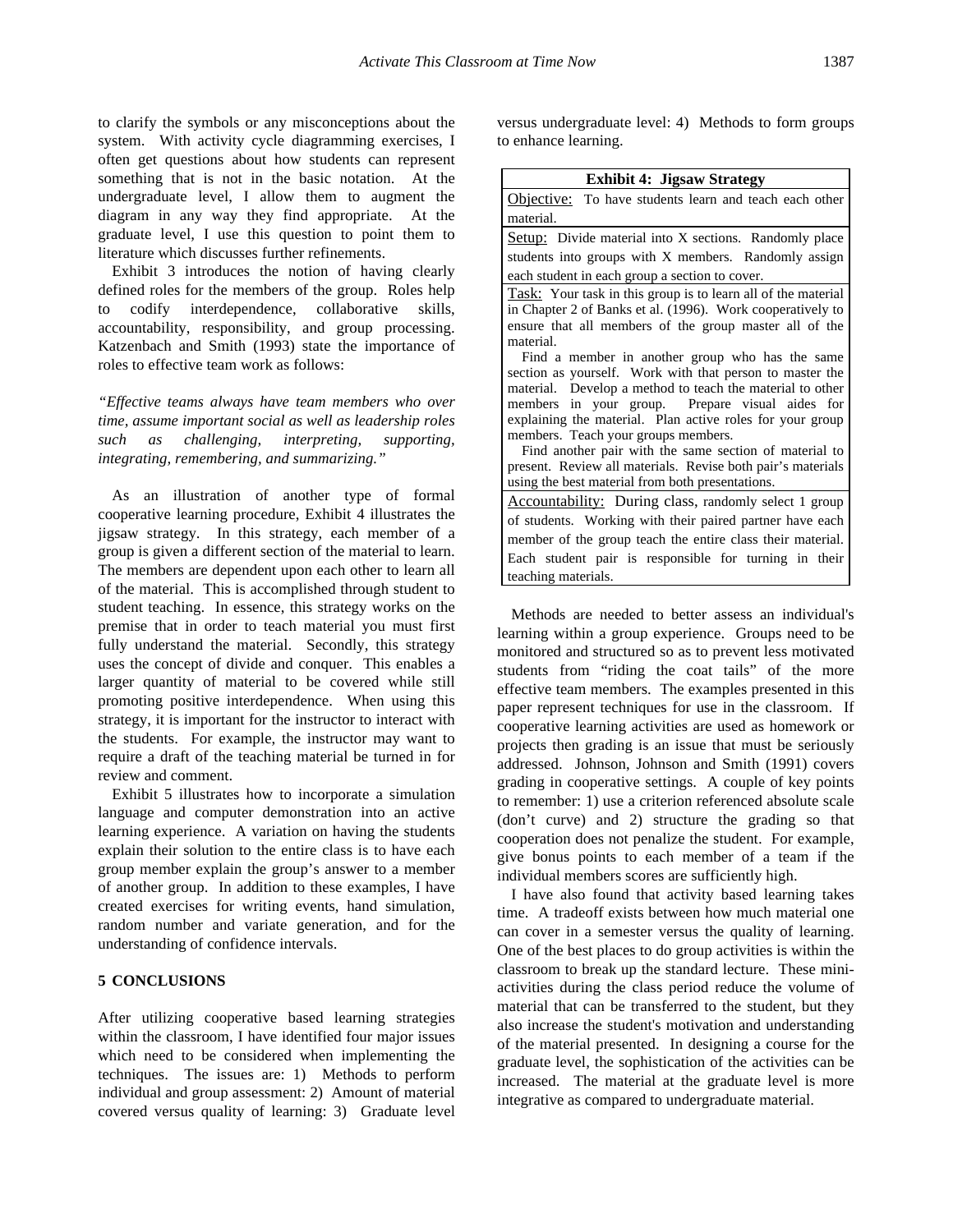to clarify the symbols or any misconceptions about the system. With activity cycle diagramming exercises, I often get questions about how students can represent something that is not in the basic notation. At the undergraduate level, I allow them to augment the diagram in any way they find appropriate. At the graduate level, I use this question to point them to literature which discusses further refinements.

Exhibit 3 introduces the notion of having clearly defined roles for the members of the group. Roles help to codify interdependence, collaborative skills, accountability, responsibility, and group processing. Katzenbach and Smith (1993) state the importance of roles to effective team work as follows:

*"Effective teams always have team members who over time, assume important social as well as leadership roles such as challenging, interpreting, supporting, integrating, remembering, and summarizing."*

As an illustration of another type of formal cooperative learning procedure, Exhibit 4 illustrates the jigsaw strategy. In this strategy, each member of a group is given a different section of the material to learn. The members are dependent upon each other to learn all of the material. This is accomplished through student to student teaching. In essence, this strategy works on the premise that in order to teach material you must first fully understand the material. Secondly, this strategy uses the concept of divide and conquer. This enables a larger quantity of material to be covered while still promoting positive interdependence. When using this strategy, it is important for the instructor to interact with the students. For example, the instructor may want to require a draft of the teaching material be turned in for review and comment.

Exhibit 5 illustrates how to incorporate a simulation language and computer demonstration into an active learning experience. A variation on having the students explain their solution to the entire class is to have each group member explain the group's answer to a member of another group. In addition to these examples, I have created exercises for writing events, hand simulation, random number and variate generation, and for the understanding of confidence intervals.

## 5 CONCLUSIONS

After utilizing cooperative based learning strategies within the classroom, I have identified four major issues which need to be considered when implementing the techniques. The issues are: 1) Methods to perform individual and group assessment: 2) Amount of material covered versus quality of learning: 3) Graduate level versus undergraduate level: 4) Methods to form groups to enhance learning.

| **Exhibit 4: Jigsaw Strategy** |
|---|
| Objective: To have students learn and teach each other material. |
| Setup: Divide material into X sections. Randomly place students into groups with X members. Randomly assign each student in each group a section to cover. |
| Task: Your task in this group is to learn all of the material in Chapter 2 of Banks et al. (1996). Work cooperatively to ensure that all members of the group master all of the material. <br> Find a member in another group who has the same section as yourself. Work with that person to master the material. Develop a method to teach the material to other members in your group. Prepare visual aides for explaining the material. Plan active roles for your group members. Teach your groups members. <br> Find another pair with the same section of material to present. Review all materials. Revise both pair's materials using the best material from both presentations. |
| Accountability: During class, randomly select 1 group of students. Working with their paired partner have each member of the group teach the entire class their material. Each student pair is responsible for turning in their teaching materials. |

Methods are needed to better assess an individual's learning within a group experience. Groups need to be monitored and structured so as to prevent less motivated students from "riding the coat tails" of the more effective team members. The examples presented in this paper represent techniques for use in the classroom. If cooperative learning activities are used as homework or projects then grading is an issue that must be seriously addressed. Johnson, Johnson and Smith (1991) covers grading in cooperative settings. A couple of key points to remember: 1) use a criterion referenced absolute scale (don't curve) and 2) structure the grading so that cooperation does not penalize the student. For example, give bonus points to each member of a team if the individual members scores are sufficiently high.

I have also found that activity based learning takes time. A tradeoff exists between how much material one can cover in a semester versus the quality of learning. One of the best places to do group activities is within the classroom to break up the standard lecture. These mini-activities during the class period reduce the volume of material that can be transferred to the student, but they also increase the student's motivation and understanding of the material presented. In designing a course for the graduate level, the sophistication of the activities can be increased. The material at the graduate level is more integrative as compared to undergraduate material.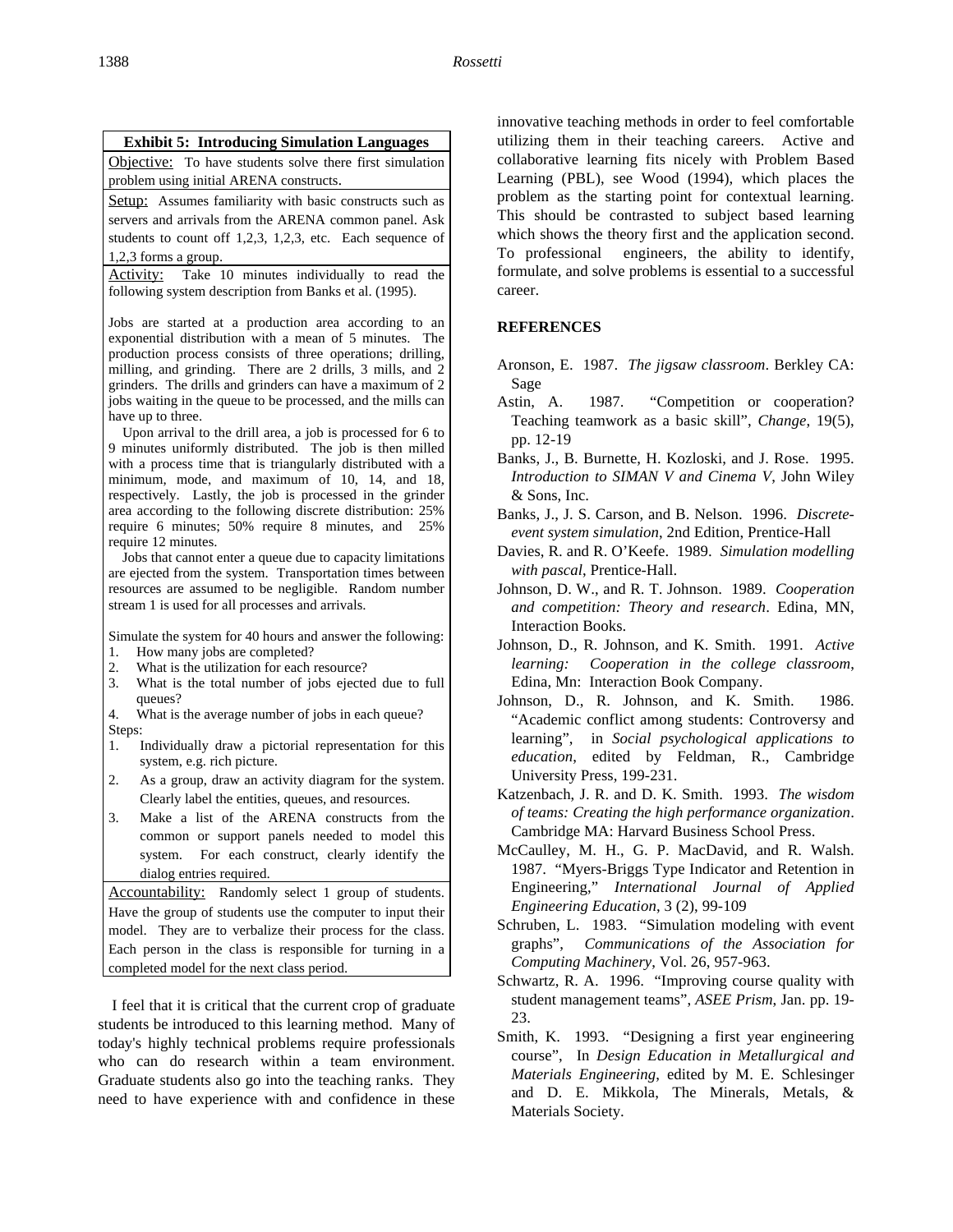**Exhibit 5: Introducing Simulation Languages**

Objective: To have students solve there first simulation problem using initial ARENA constructs.

Setup: Assumes familiarity with basic constructs such as servers and arrivals from the ARENA common panel. Ask students to count off 1,2,3, 1,2,3, etc. Each sequence of 1,2,3 forms a group.

Activity: Take 10 minutes individually to read the following system description from Banks et al. (1995).

Jobs are started at a production area according to an exponential distribution with a mean of 5 minutes. The production process consists of three operations; drilling, milling, and grinding. There are 2 drills, 3 mills, and 2 grinders. The drills and grinders can have a maximum of 2 jobs waiting in the queue to be processed, and the mills can have up to three.

Upon arrival to the drill area, a job is processed for 6 to 9 minutes uniformly distributed. The job is then milled with a process time that is triangularly distributed with a minimum, mode, and maximum of 10, 14, and 18, respectively. Lastly, the job is processed in the grinder area according to the following discrete distribution: 25% require 6 minutes; 50% require 8 minutes, and 25% require 12 minutes.

Jobs that cannot enter a queue due to capacity limitations are ejected from the system. Transportation times between resources are assumed to be negligible. Random number stream 1 is used for all processes and arrivals.

Simulate the system for 40 hours and answer the following:

1. How many jobs are completed?
2. What is the utilization for each resource?
3. What is the total number of jobs ejected due to full queues?
4. What is the average number of jobs in each queue?

Steps:

1. Individually draw a pictorial representation for this system, e.g. rich picture.
2. As a group, draw an activity diagram for the system. Clearly label the entities, queues, and resources.
3. Make a list of the ARENA constructs from the common or support panels needed to model this system. For each construct, clearly identify the dialog entries required.

Accountability: Randomly select 1 group of students. Have the group of students use the computer to input their model. They are to verbalize their process for the class. Each person in the class is responsible for turning in a completed model for the next class period.

I feel that it is critical that the current crop of graduate students be introduced to this learning method. Many of today's highly technical problems require professionals who can do research within a team environment. Graduate students also go into the teaching ranks. They need to have experience with and confidence in these innovative teaching methods in order to feel comfortable utilizing them in their teaching careers. Active and collaborative learning fits nicely with Problem Based Learning (PBL), see Wood (1994), which places the problem as the starting point for contextual learning. This should be contrasted to subject based learning which shows the theory first and the application second. To professional engineers, the ability to identify, formulate, and solve problems is essential to a successful career.

## REFERENCES

Aronson, E. 1987. *The jigsaw classroom*. Berkley CA: Sage

Astin, A. 1987. "Competition or cooperation? Teaching teamwork as a basic skill", *Change*, 19(5), pp. 12-19

Banks, J., B. Burnette, H. Kozloski, and J. Rose. 1995. *Introduction to SIMAN V and Cinema V*, John Wiley & Sons, Inc.

Banks, J., J. S. Carson, and B. Nelson. 1996. *Discrete-event system simulation*, 2nd Edition, Prentice-Hall

Davies, R. and R. O'Keefe. 1989. *Simulation modelling with pascal*, Prentice-Hall.

Johnson, D. W., and R. T. Johnson. 1989. *Cooperation and competition: Theory and research*. Edina, MN, Interaction Books.

Johnson, D., R. Johnson, and K. Smith. 1991. *Active learning: Cooperation in the college classroom*, Edina, Mn: Interaction Book Company.

Johnson, D., R. Johnson, and K. Smith. 1986. "Academic conflict among students: Controversy and learning", in *Social psychological applications to education*, edited by Feldman, R., Cambridge University Press, 199-231.

Katzenbach, J. R. and D. K. Smith. 1993. *The wisdom of teams: Creating the high performance organization*. Cambridge MA: Harvard Business School Press.

McCaulley, M. H., G. P. MacDavid, and R. Walsh. 1987. "Myers-Briggs Type Indicator and Retention in Engineering," *International Journal of Applied Engineering Education*, 3 (2), 99-109

Schruben, L. 1983. "Simulation modeling with event graphs", *Communications of the Association for Computing Machinery*, Vol. 26, 957-963.

Schwartz, R. A. 1996. "Improving course quality with student management teams", *ASEE Prism*, Jan. pp. 19-23.

Smith, K. 1993. "Designing a first year engineering course", In *Design Education in Metallurgical and Materials Engineering*, edited by M. E. Schlesinger and D. E. Mikkola, The Minerals, Metals, & Materials Society.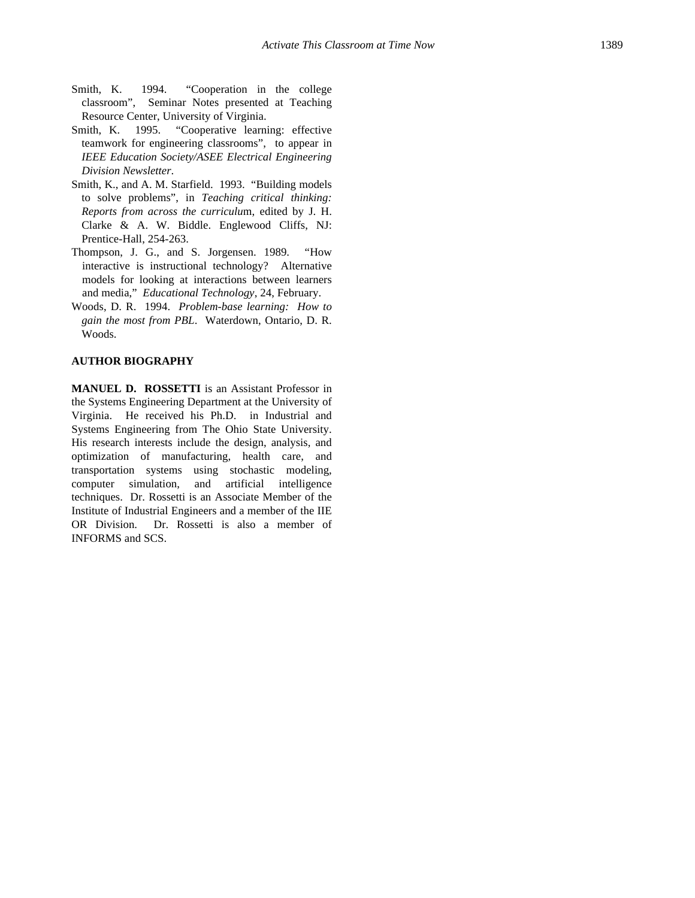Smith, K. 1994. "Cooperation in the college classroom", Seminar Notes presented at Teaching Resource Center, University of Virginia.

Smith, K. 1995. "Cooperative learning: effective teamwork for engineering classrooms", to appear in *IEEE Education Society/ASEE Electrical Engineering Division Newsletter*.

Smith, K., and A. M. Starfield. 1993. "Building models to solve problems", in *Teaching critical thinking: Reports from across the curriculu*m, edited by J. H. Clarke & A. W. Biddle. Englewood Cliffs, NJ: Prentice-Hall, 254-263.

Thompson, J. G., and S. Jorgensen. 1989. "How interactive is instructional technology? Alternative models for looking at interactions between learners and media," *Educational Technology*, 24, February.

Woods, D. R. 1994. *Problem-base learning: How to gain the most from PBL*. Waterdown, Ontario, D. R. Woods.

## AUTHOR BIOGRAPHY

**MANUEL D. ROSSETTI** is an Assistant Professor in the Systems Engineering Department at the University of Virginia. He received his Ph.D. in Industrial and Systems Engineering from The Ohio State University. His research interests include the design, analysis, and optimization of manufacturing, health care, and transportation systems using stochastic modeling, computer simulation, and artificial intelligence techniques. Dr. Rossetti is an Associate Member of the Institute of Industrial Engineers and a member of the IIE OR Division. Dr. Rossetti is also a member of INFORMS and SCS.